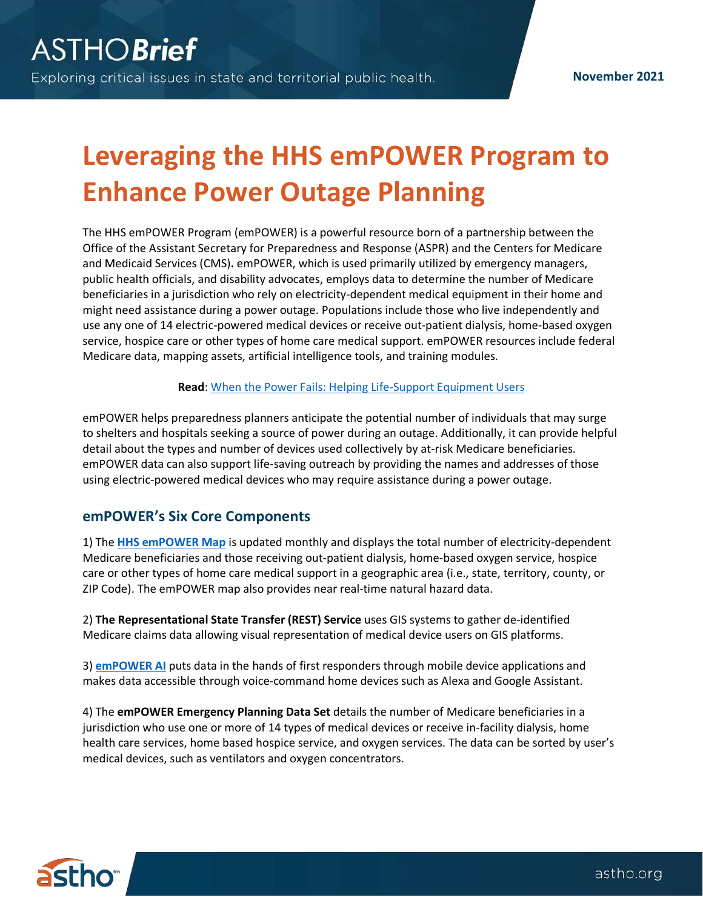# Leveraging the HHS emPOWER Program to Enhance Power Outage Planning

The HHS emPOWER Program (emPOWER) is a powerful resource born of a partnership between the Office of the Assistant Secretary for Preparedness and Response (ASPR) and the Centers for Medicare and Medicaid Services (CMS). emPOWER, which is used primarily utilized by emergency managers, public health officials, and disability advocates, employs data to determine the number of Medicare beneficiaries in a jurisdiction who rely on electricity-dependent medical equipment in their home and might need assistance during a power outage. Populations include those who live independently and use any one of 14 electric-powered medical devices or receive out-patient dialysis, home-based oxygen service, hospice care or other types of home care medical support. emPOWER resources include federal Medicare data, mapping assets, artificial intelligence tools, and training modules.

**Read**: When the Power Fails: Helping Life-Support Equipment Users

emPOWER helps preparedness planners anticipate the potential number of individuals that may surge to shelters and hospitals seeking a source of power during an outage. Additionally, it can provide helpful detail about the types and number of devices used collectively by at-risk Medicare beneficiaries. emPOWER data can also support life-saving outreach by providing the names and addresses of those using electric-powered medical devices who may require assistance during a power outage.

## emPOWER's Six Core Components

1) The **HHS emPOWER Map** is updated monthly and displays the total number of electricity-dependent Medicare beneficiaries and those receiving out-patient dialysis, home-based oxygen service, hospice care or other types of home care medical support in a geographic area (i.e., state, territory, county, or ZIP Code). The emPOWER map also provides near real-time natural hazard data.

2) **The Representational State Transfer (REST) Service** uses GIS systems to gather de-identified Medicare claims data allowing visual representation of medical device users on GIS platforms.

3) **emPOWER AI** puts data in the hands of first responders through mobile device applications and makes data accessible through voice-command home devices such as Alexa and Google Assistant.

4) The **emPOWER Emergency Planning Data Set** details the number of Medicare beneficiaries in a jurisdiction who use one or more of 14 types of medical devices or receive in-facility dialysis, home health care services, home based hospice service, and oxygen services. The data can be sorted by user's medical devices, such as ventilators and oxygen concentrators.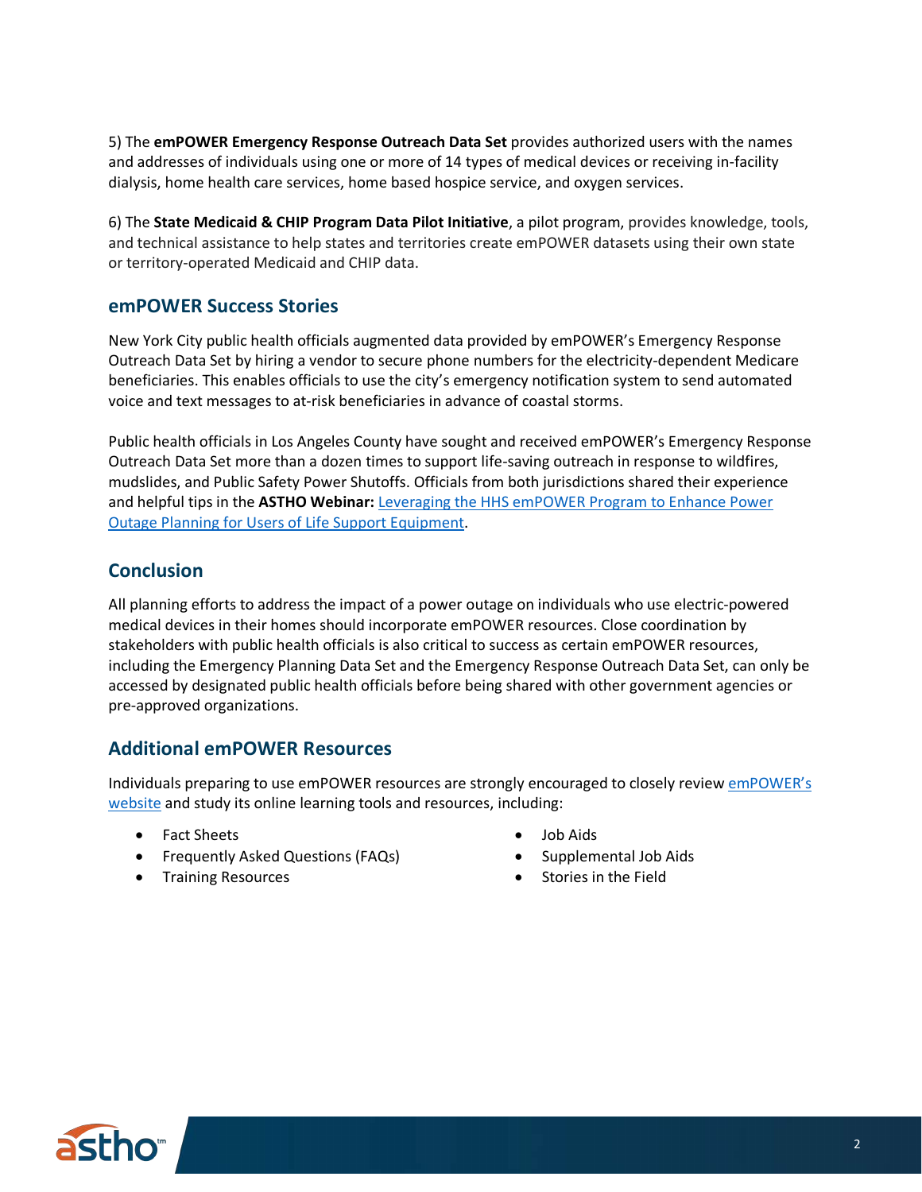5) The **emPOWER Emergency Response Outreach Data Set** provides authorized users with the names and addresses of individuals using one or more of 14 types of medical devices or receiving in-facility dialysis, home health care services, home based hospice service, and oxygen services.

6) The **State Medicaid & CHIP Program Data Pilot Initiative**, a pilot program, provides knowledge, tools, and technical assistance to help states and territories create emPOWER datasets using their own state or territory-operated Medicaid and CHIP data.

## emPOWER Success Stories

New York City public health officials augmented data provided by emPOWER's Emergency Response Outreach Data Set by hiring a vendor to secure phone numbers for the electricity-dependent Medicare beneficiaries. This enables officials to use the city's emergency notification system to send automated voice and text messages to at-risk beneficiaries in advance of coastal storms.

Public health officials in Los Angeles County have sought and received emPOWER's Emergency Response Outreach Data Set more than a dozen times to support life-saving outreach in response to wildfires, mudslides, and Public Safety Power Shutoffs. Officials from both jurisdictions shared their experience and helpful tips in the **ASTHO Webinar:** Leveraging the HHS emPOWER Program to Enhance Power Outage Planning for Users of Life Support Equipment.

## Conclusion

All planning efforts to address the impact of a power outage on individuals who use electric-powered medical devices in their homes should incorporate emPOWER resources. Close coordination by stakeholders with public health officials is also critical to success as certain emPOWER resources, including the Emergency Planning Data Set and the Emergency Response Outreach Data Set, can only be accessed by designated public health officials before being shared with other government agencies or pre-approved organizations.

## Additional emPOWER Resources

Individuals preparing to use emPOWER resources are strongly encouraged to closely review emPOWER's website and study its online learning tools and resources, including:

- Fact Sheets
- Frequently Asked Questions (FAQs)
- Training Resources
- Job Aids
- Supplemental Job Aids
- Stories in the Field